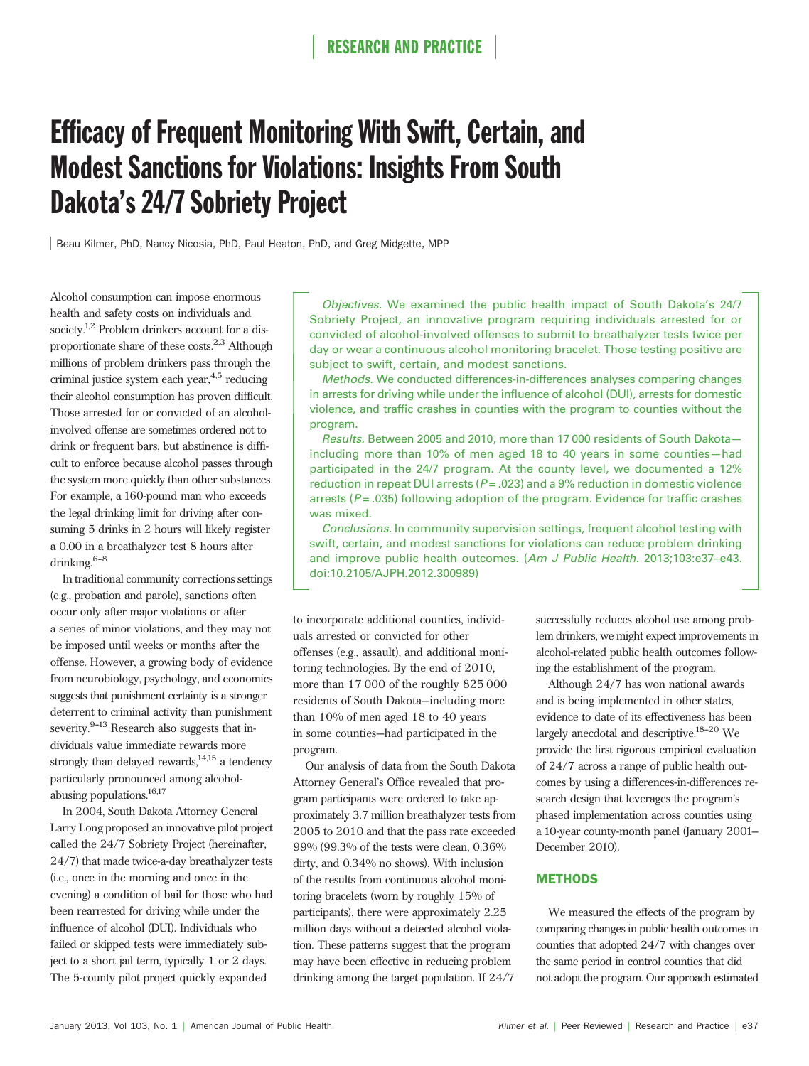# Efficacy of Frequent Monitoring With Swift, Certain, and Modest Sanctions for Violations: Insights From South Dakota's 24/7 Sobriety Project

Beau Kilmer, PhD, Nancy Nicosia, PhD, Paul Heaton, PhD, and Greg Midgette, MPP

*Objectives.* We examined the public health impact of South Dakota's 24/7 Sobriety Project, an innovative program requiring individuals arrested for or convicted of alcohol-involved offenses to submit to breathalyzer tests twice per day or wear a continuous alcohol monitoring bracelet. Those testing positive are subject to swift, certain, and modest sanctions.

*Methods.* We conducted differences-in-differences analyses comparing changes in arrests for driving while under the influence of alcohol (DUI), arrests for domestic violence, and traffic crashes in counties with the program to counties without the program.

*Results.* Between 2005 and 2010, more than 17 000 residents of South Dakota—including more than 10% of men aged 18 to 40 years in some counties—had participated in the 24/7 program. At the county level, we documented a 12% reduction in repeat DUI arrests ($P = .023$) and a 9% reduction in domestic violence arrests ($P = .035$) following adoption of the program. Evidence for traffic crashes was mixed.

*Conclusions.* In community supervision settings, frequent alcohol testing with swift, certain, and modest sanctions for violations can reduce problem drinking and improve public health outcomes. (*Am J Public Health.* 2013;103:e37–e43. doi:10.2105/AJPH.2012.300989)

Alcohol consumption can impose enormous health and safety costs on individuals and society.[1,2] Problem drinkers account for a disproportionate share of these costs.[2,3] Although millions of problem drinkers pass through the criminal justice system each year,[4,5] reducing their alcohol consumption has proven difficult. Those arrested for or convicted of an alcohol-involved offense are sometimes ordered not to drink or frequent bars, but abstinence is difficult to enforce because alcohol passes through the system more quickly than other substances. For example, a 160-pound man who exceeds the legal drinking limit for driving after consuming 5 drinks in 2 hours will likely register a 0.00 in a breathalyzer test 8 hours after drinking.[6–8]

In traditional community corrections settings (e.g., probation and parole), sanctions often occur only after major violations or after a series of minor violations, and they may not be imposed until weeks or months after the offense. However, a growing body of evidence from neurobiology, psychology, and economics suggests that punishment certainty is a stronger deterrent to criminal activity than punishment severity.[9–13] Research also suggests that individuals value immediate rewards more strongly than delayed rewards,[14,15] a tendency particularly pronounced among alcohol-abusing populations.[16,17]

In 2004, South Dakota Attorney General Larry Long proposed an innovative pilot project called the 24/7 Sobriety Project (hereinafter, 24/7) that made twice-a-day breathalyzer tests (i.e., once in the morning and once in the evening) a condition of bail for those who had been rearrested for driving while under the influence of alcohol (DUI). Individuals who failed or skipped tests were immediately subject to a short jail term, typically 1 or 2 days. The 5-county pilot project quickly expanded to incorporate additional counties, individuals arrested or convicted for other offenses (e.g., assault), and additional monitoring technologies. By the end of 2010, more than 17 000 of the roughly 825 000 residents of South Dakota—including more than 10% of men aged 18 to 40 years in some counties—had participated in the program.

Our analysis of data from the South Dakota Attorney General's Office revealed that program participants were ordered to take approximately 3.7 million breathalyzer tests from 2005 to 2010 and that the pass rate exceeded 99% (99.3% of the tests were clean, 0.36% dirty, and 0.34% no shows). With inclusion of the results from continuous alcohol monitoring bracelets (worn by roughly 15% of participants), there were approximately 2.25 million days without a detected alcohol violation. These patterns suggest that the program may have been effective in reducing problem drinking among the target population. If 24/7 successfully reduces alcohol use among problem drinkers, we might expect improvements in alcohol-related public health outcomes following the establishment of the program.

Although 24/7 has won national awards and is being implemented in other states, evidence to date of its effectiveness has been largely anecdotal and descriptive.[18–20] We provide the first rigorous empirical evaluation of 24/7 across a range of public health outcomes by using a differences-in-differences research design that leverages the program's phased implementation across counties using a 10-year county-month panel (January 2001–December 2010).

## METHODS

We measured the effects of the program by comparing changes in public health outcomes in counties that adopted 24/7 with changes over the same period in control counties that did not adopt the program. Our approach estimated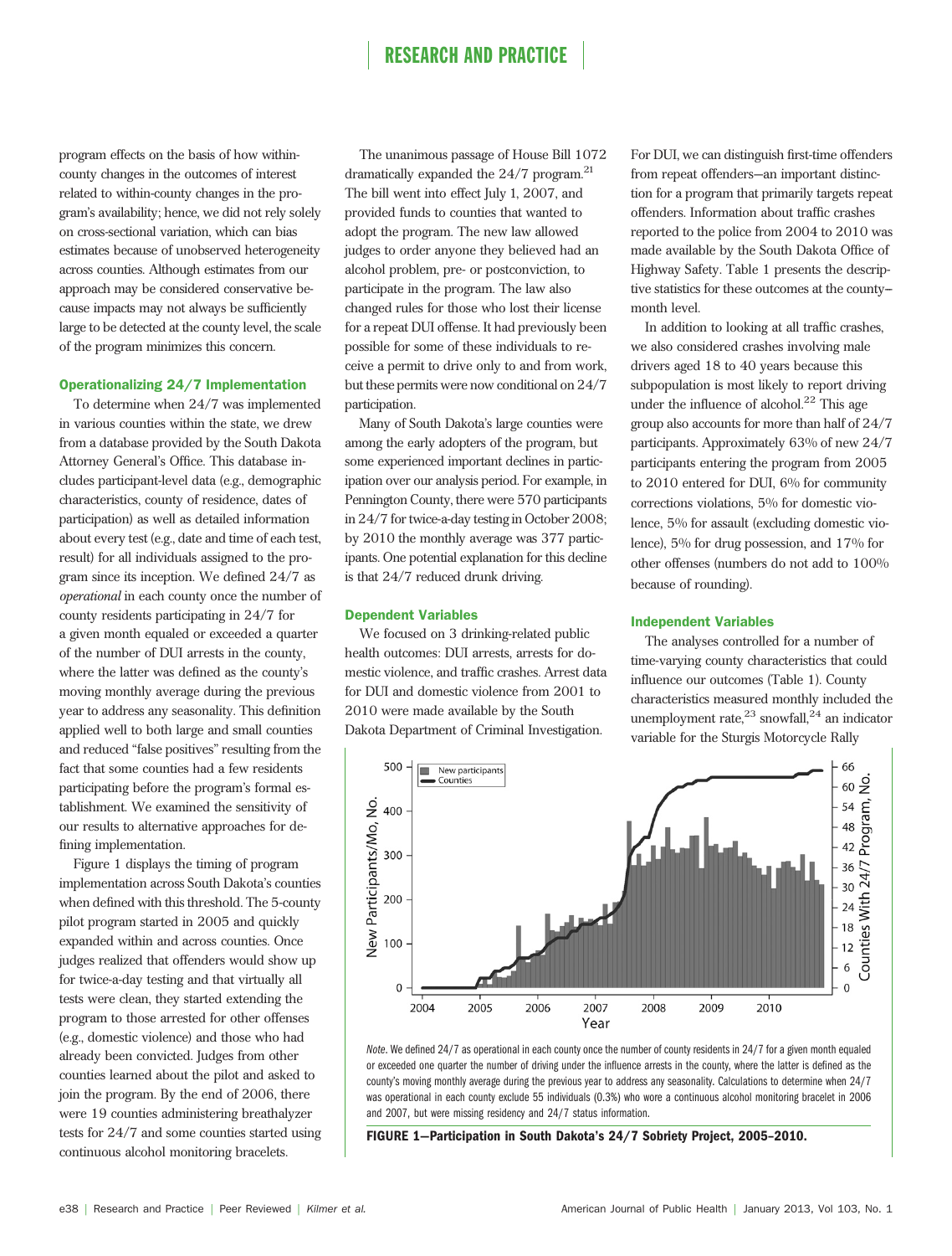program effects on the basis of how within-county changes in the outcomes of interest related to within-county changes in the program's availability; hence, we did not rely solely on cross-sectional variation, which can bias estimates because of unobserved heterogeneity across counties. Although estimates from our approach may be considered conservative because impacts may not always be sufficiently large to be detected at the county level, the scale of the program minimizes this concern.

### Operationalizing 24/7 Implementation

To determine when 24/7 was implemented in various counties within the state, we drew from a database provided by the South Dakota Attorney General's Office. This database includes participant-level data (e.g., demographic characteristics, county of residence, dates of participation) as well as detailed information about every test (e.g., date and time of each test, result) for all individuals assigned to the program since its inception. We defined 24/7 as *operational* in each county once the number of county residents participating in 24/7 for a given month equaled or exceeded a quarter of the number of DUI arrests in the county, where the latter was defined as the county's moving monthly average during the previous year to address any seasonality. This definition applied well to both large and small counties and reduced "false positives" resulting from the fact that some counties had a few residents participating before the program's formal establishment. We examined the sensitivity of our results to alternative approaches for defining implementation.

Figure 1 displays the timing of program implementation across South Dakota's counties when defined with this threshold. The 5-county pilot program started in 2005 and quickly expanded within and across counties. Once judges realized that offenders would show up for twice-a-day testing and that virtually all tests were clean, they started extending the program to those arrested for other offenses (e.g., domestic violence) and those who had already been convicted. Judges from other counties learned about the pilot and asked to join the program. By the end of 2006, there were 19 counties administering breathalyzer tests for 24/7 and some counties started using continuous alcohol monitoring bracelets.

The unanimous passage of House Bill 1072 dramatically expanded the 24/7 program.[21] The bill went into effect July 1, 2007, and provided funds to counties that wanted to adopt the program. The new law allowed judges to order anyone they believed had an alcohol problem, pre- or postconviction, to participate in the program. The law also changed rules for those who lost their license for a repeat DUI offense. It had previously been possible for some of these individuals to receive a permit to drive only to and from work, but these permits were now conditional on 24/7 participation.

Many of South Dakota's large counties were among the early adopters of the program, but some experienced important declines in participation over our analysis period. For example, in Pennington County, there were 570 participants in 24/7 for twice-a-day testing in October 2008; by 2010 the monthly average was 377 participants. One potential explanation for this decline is that 24/7 reduced drunk driving.

### Dependent Variables

We focused on 3 drinking-related public health outcomes: DUI arrests, arrests for domestic violence, and traffic crashes. Arrest data for DUI and domestic violence from 2001 to 2010 were made available by the South Dakota Department of Criminal Investigation. For DUI, we can distinguish first-time offenders from repeat offenders—an important distinction for a program that primarily targets repeat offenders. Information about traffic crashes reported to the police from 2004 to 2010 was made available by the South Dakota Office of Highway Safety. Table 1 presents the descriptive statistics for these outcomes at the county–month level.

In addition to looking at all traffic crashes, we also considered crashes involving male drivers aged 18 to 40 years because this subpopulation is most likely to report driving under the influence of alcohol.[22] This age group also accounts for more than half of 24/7 participants. Approximately 63% of new 24/7 participants entering the program from 2005 to 2010 entered for DUI, 6% for community corrections violations, 5% for domestic violence, 5% for assault (excluding domestic violence), 5% for drug possession, and 17% for other offenses (numbers do not add to 100% because of rounding).

### Independent Variables

The analyses controlled for a number of time-varying county characteristics that could influence our outcomes (Table 1). County characteristics measured monthly included the unemployment rate,[23] snowfall,[24] an indicator variable for the Sturgis Motorcycle Rally

*Note.* We defined 24/7 as operational in each county once the number of county residents in 24/7 for a given month equaled or exceeded one quarter the number of driving under the influence arrests in the county, where the latter is defined as the county's moving monthly average during the previous year to address any seasonality. Calculations to determine when 24/7 was operational in each county exclude 55 individuals (0.3%) who wore a continuous alcohol monitoring bracelet in 2006 and 2007, but were missing residency and 24/7 status information.

**FIGURE 1—Participation in South Dakota's 24/7 Sobriety Project, 2005–2010.**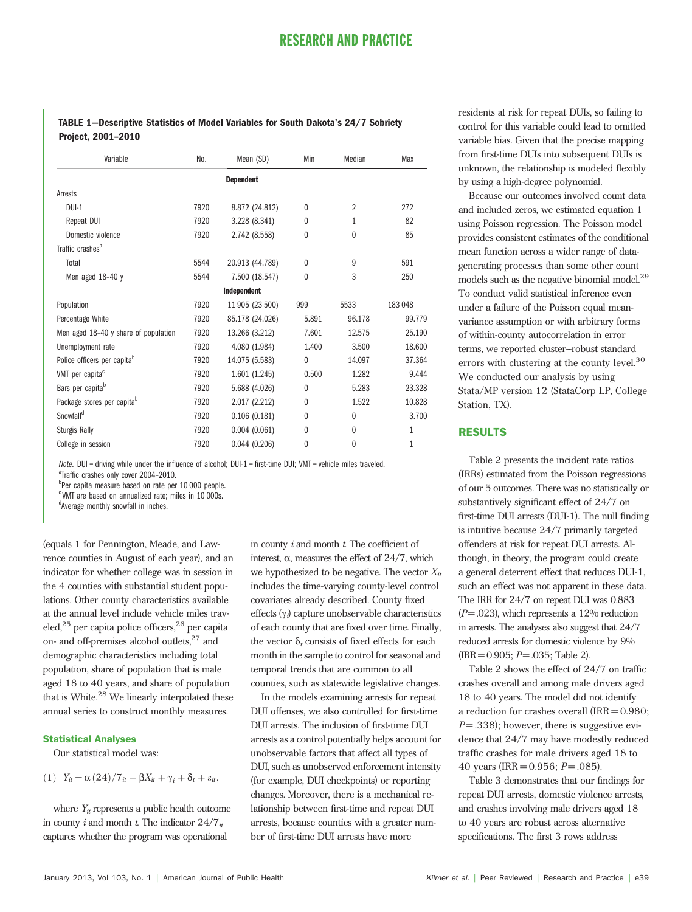**TABLE 1—Descriptive Statistics of Model Variables for South Dakota's 24/7 Sobriety Project, 2001–2010**

| Variable | No. | Mean (SD) | Min | Median | Max |
|---|---|---|---|---|---|
| **Dependent** | | | | | |
| Arrests | | | | | |
| DUI-1 | 7920 | 8.872 (24.812) | 0 | 2 | 272 |
| Repeat DUI | 7920 | 3.228 (8.341) | 0 | 1 | 82 |
| Domestic violence | 7920 | 2.742 (8.558) | 0 | 0 | 85 |
| Traffic crashes[a] | | | | | |
| Total | 5544 | 20.913 (44.789) | 0 | 9 | 591 |
| Men aged 18–40 y | 5544 | 7.500 (18.547) | 0 | 3 | 250 |
| **Independent** | | | | | |
| Population | 7920 | 11 905 (23 500) | 999 | 5533 | 183 048 |
| Percentage White | 7920 | 85.178 (24.026) | 5.891 | 96.178 | 99.779 |
| Men aged 18–40 y share of population | 7920 | 13.266 (3.212) | 7.601 | 12.575 | 25.190 |
| Unemployment rate | 7920 | 4.080 (1.984) | 1.400 | 3.500 | 18.600 |
| Police officers per capita[b] | 7920 | 14.075 (5.583) | 0 | 14.097 | 37.364 |
| VMT per capita[c] | 7920 | 1.601 (1.245) | 0.500 | 1.282 | 9.444 |
| Bars per capita[b] | 7920 | 5.688 (4.026) | 0 | 5.283 | 23.328 |
| Package stores per capita[b] | 7920 | 2.017 (2.212) | 0 | 1.522 | 10.828 |
| Snowfall[d] | 7920 | 0.106 (0.181) | 0 | 0 | 3.700 |
| Sturgis Rally | 7920 | 0.004 (0.061) | 0 | 0 | 1 |
| College in session | 7920 | 0.044 (0.206) | 0 | 0 | 1 |

*Note.* DUI = driving while under the influence of alcohol; DUI-1 = first-time DUI; VMT = vehicle miles traveled.
[a]Traffic crashes only cover 2004–2010.
[b]Per capita measure based on rate per 10 000 people.
[c]VMT are based on annualized rate; miles in 10 000s.
[d]Average monthly snowfall in inches.

(equals 1 for Pennington, Meade, and Lawrence counties in August of each year), and an indicator for whether college was in session in the 4 counties with substantial student populations. Other county characteristics available at the annual level include vehicle miles traveled,[25] per capita police officers,[26] per capita on- and off-premises alcohol outlets,[27] and demographic characteristics including total population, share of population that is male aged 18 to 40 years, and share of population that is White.[28] We linearly interpolated these annual series to construct monthly measures.

### Statistical Analyses

Our statistical model was:

$$(1)\quad Y_{it} = \alpha\,(24)/7_{it} + \beta X_{it} + \gamma_i + \delta_t + \varepsilon_{it},$$

where $Y_{it}$ represents a public health outcome in county $i$ and month $t$. The indicator $24/7_{it}$ captures whether the program was operational in county $i$ and month $t$. The coefficient of interest, $\alpha$, measures the effect of 24/7, which we hypothesized to be negative. The vector $X_{it}$ includes the time-varying county-level control covariates already described. County fixed effects ($\gamma_i$) capture unobservable characteristics of each county that are fixed over time. Finally, the vector $\delta_t$ consists of fixed effects for each month in the sample to control for seasonal and temporal trends that are common to all counties, such as statewide legislative changes.

In the models examining arrests for repeat DUI offenses, we also controlled for first-time DUI arrests. The inclusion of first-time DUI arrests as a control potentially helps account for unobservable factors that affect all types of DUI, such as unobserved enforcement intensity (for example, DUI checkpoints) or reporting changes. Moreover, there is a mechanical relationship between first-time and repeat DUI arrests, because counties with a greater number of first-time DUI arrests have more residents at risk for repeat DUIs, so failing to control for this variable could lead to omitted variable bias. Given that the precise mapping from first-time DUIs into subsequent DUIs is unknown, the relationship is modeled flexibly by using a high-degree polynomial.

Because our outcomes involved count data and included zeros, we estimated equation 1 using Poisson regression. The Poisson model provides consistent estimates of the conditional mean function across a wider range of data-generating processes than some other count models such as the negative binomial model.[29] To conduct valid statistical inference even under a failure of the Poisson equal mean-variance assumption or with arbitrary forms of within-county autocorrelation in error terms, we reported cluster–robust standard errors with clustering at the county level.[30] We conducted our analysis by using Stata/MP version 12 (StataCorp LP, College Station, TX).

## RESULTS

Table 2 presents the incident rate ratios (IRRs) estimated from the Poisson regressions of our 5 outcomes. There was no statistically or substantively significant effect of 24/7 on first-time DUI arrests (DUI-1). The null finding is intuitive because 24/7 primarily targeted offenders at risk for repeat DUI arrests. Although, in theory, the program could create a general deterrent effect that reduces DUI-1, such an effect was not apparent in these data. The IRR for 24/7 on repeat DUI was 0.883 ($P$ = .023), which represents a 12% reduction in arrests. The analyses also suggest that 24/7 reduced arrests for domestic violence by 9% (IRR = 0.905; $P$ = .035; Table 2).

Table 2 shows the effect of 24/7 on traffic crashes overall and among male drivers aged 18 to 40 years. The model did not identify a reduction for crashes overall (IRR = 0.980; $P$ = .338); however, there is suggestive evidence that 24/7 may have modestly reduced traffic crashes for male drivers aged 18 to 40 years (IRR = 0.956; $P$ = .085).

Table 3 demonstrates that our findings for repeat DUI arrests, domestic violence arrests, and crashes involving male drivers aged 18 to 40 years are robust across alternative specifications. The first 3 rows address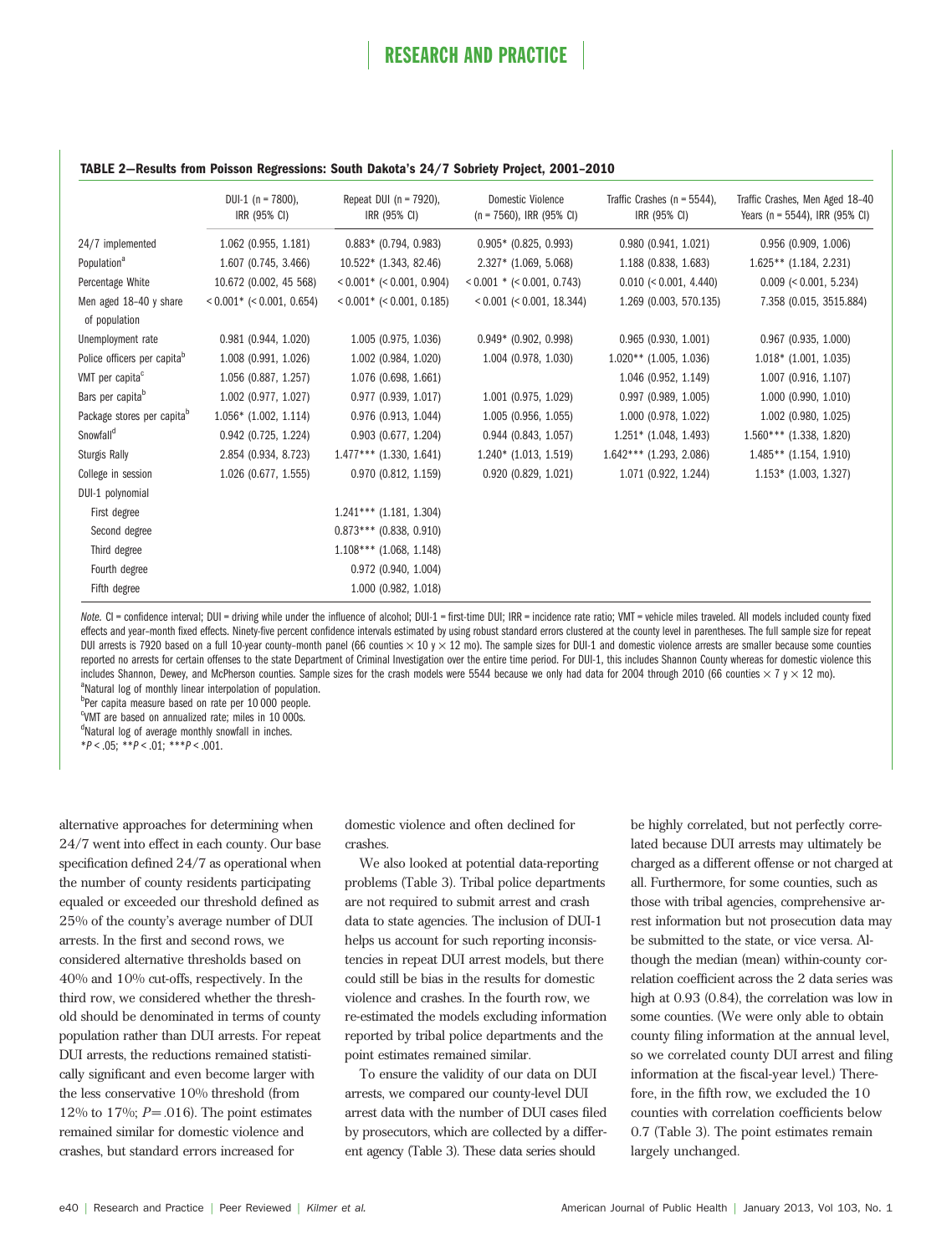**TABLE 2—Results from Poisson Regressions: South Dakota's 24/7 Sobriety Project, 2001–2010**

| | DUI-1 (n = 7800), IRR (95% CI) | Repeat DUI (n = 7920), IRR (95% CI) | Domestic Violence (n = 7560), IRR (95% CI) | Traffic Crashes (n = 5544), IRR (95% CI) | Traffic Crashes, Men Aged 18–40 Years (n = 5544), IRR (95% CI) |
|---|---|---|---|---|---|
| 24/7 implemented | 1.062 (0.955, 1.181) | 0.883* (0.794, 0.983) | 0.905* (0.825, 0.993) | 0.980 (0.941, 1.021) | 0.956 (0.909, 1.006) |
| Population[a] | 1.607 (0.745, 3.466) | 10.522* (1.343, 82.46) | 2.327* (1.069, 5.068) | 1.188 (0.838, 1.683) | 1.625** (1.184, 2.231) |
| Percentage White | 10.672 (0.002, 45 568) | < 0.001* (< 0.001, 0.904) | < 0.001 * (< 0.001, 0.743) | 0.010 (< 0.001, 4.440) | 0.009 (< 0.001, 5.234) |
| Men aged 18–40 y share of population | < 0.001* (< 0.001, 0.654) | < 0.001* (< 0.001, 0.185) | < 0.001 (< 0.001, 18.344) | 1.269 (0.003, 570.135) | 7.358 (0.015, 3515.884) |
| Unemployment rate | 0.981 (0.944, 1.020) | 1.005 (0.975, 1.036) | 0.949* (0.902, 0.998) | 0.965 (0.930, 1.001) | 0.967 (0.935, 1.000) |
| Police officers per capita[b] | 1.008 (0.991, 1.026) | 1.002 (0.984, 1.020) | 1.004 (0.978, 1.030) | 1.020** (1.005, 1.036) | 1.018* (1.001, 1.035) |
| VMT per capita[c] | 1.056 (0.887, 1.257) | 1.076 (0.698, 1.661) | | 1.046 (0.952, 1.149) | 1.007 (0.916, 1.107) |
| Bars per capita[b] | 1.002 (0.977, 1.027) | 0.977 (0.939, 1.017) | 1.001 (0.975, 1.029) | 0.997 (0.989, 1.005) | 1.000 (0.990, 1.010) |
| Package stores per capita[b] | 1.056* (1.002, 1.114) | 0.976 (0.913, 1.044) | 1.005 (0.956, 1.055) | 1.000 (0.978, 1.022) | 1.002 (0.980, 1.025) |
| Snowfall[d] | 0.942 (0.725, 1.224) | 0.903 (0.677, 1.204) | 0.944 (0.843, 1.057) | 1.251* (1.048, 1.493) | 1.560*** (1.338, 1.820) |
| Sturgis Rally | 2.854 (0.934, 8.723) | 1.477*** (1.330, 1.641) | 1.240* (1.013, 1.519) | 1.642*** (1.293, 2.086) | 1.485** (1.154, 1.910) |
| College in session | 1.026 (0.677, 1.555) | 0.970 (0.812, 1.159) | 0.920 (0.829, 1.021) | 1.071 (0.922, 1.244) | 1.153* (1.003, 1.327) |
| DUI-1 polynomial | | | | | |
| First degree | | 1.241*** (1.181, 1.304) | | | |
| Second degree | | 0.873*** (0.838, 0.910) | | | |
| Third degree | | 1.108*** (1.068, 1.148) | | | |
| Fourth degree | | 0.972 (0.940, 1.004) | | | |
| Fifth degree | | 1.000 (0.982, 1.018) | | | |

*Note.* CI = confidence interval; DUI = driving while under the influence of alcohol; DUI-1 = first-time DUI; IRR = incidence rate ratio; VMT = vehicle miles traveled. All models included county fixed effects and year–month fixed effects. Ninety-five percent confidence intervals estimated by using robust standard errors clustered at the county level in parentheses. The full sample size for repeat DUI arrests is 7920 based on a full 10-year county–month panel (66 counties × 10 y × 12 mo). The sample sizes for DUI-1 and domestic violence arrests are smaller because some counties reported no arrests for certain offenses to the state Department of Criminal Investigation over the entire time period. For DUI-1, this includes Shannon County whereas for domestic violence this includes Shannon, Dewey, and McPherson counties. Sample sizes for the crash models were 5544 because we only had data for 2004 through 2010 (66 counties × 7 y × 12 mo).
[a]Natural log of monthly linear interpolation of population.
[b]Per capita measure based on rate per 10 000 people.
[c]VMT are based on annualized rate; miles in 10 000s.
[d]Natural log of average monthly snowfall in inches.
*$P < .05$; **$P < .01$; ***$P < .001$.

alternative approaches for determining when 24/7 went into effect in each county. Our base specification defined 24/7 as operational when the number of county residents participating equaled or exceeded our threshold defined as 25% of the county's average number of DUI arrests. In the first and second rows, we considered alternative thresholds based on 40% and 10% cut-offs, respectively. In the third row, we considered whether the threshold should be denominated in terms of county population rather than DUI arrests. For repeat DUI arrests, the reductions remained statistically significant and even become larger with the less conservative 10% threshold (from 12% to 17%; $P = .016$). The point estimates remained similar for domestic violence and crashes, but standard errors increased for domestic violence and often declined for crashes.

We also looked at potential data-reporting problems (Table 3). Tribal police departments are not required to submit arrest and crash data to state agencies. The inclusion of DUI-1 helps us account for such reporting inconsistencies in repeat DUI arrest models, but there could still be bias in the results for domestic violence and crashes. In the fourth row, we re-estimated the models excluding information reported by tribal police departments and the point estimates remained similar.

To ensure the validity of our data on DUI arrests, we compared our county-level DUI arrest data with the number of DUI cases filed by prosecutors, which are collected by a different agency (Table 3). These data series should be highly correlated, but not perfectly correlated because DUI arrests may ultimately be charged as a different offense or not charged at all. Furthermore, for some counties, such as those with tribal agencies, comprehensive arrest information but not prosecution data may be submitted to the state, or vice versa. Although the median (mean) within-county correlation coefficient across the 2 data series was high at 0.93 (0.84), the correlation was low in some counties. (We were only able to obtain county filing information at the annual level, so we correlated county DUI arrest and filing information at the fiscal-year level.) Therefore, in the fifth row, we excluded the 10 counties with correlation coefficients below 0.7 (Table 3). The point estimates remain largely unchanged.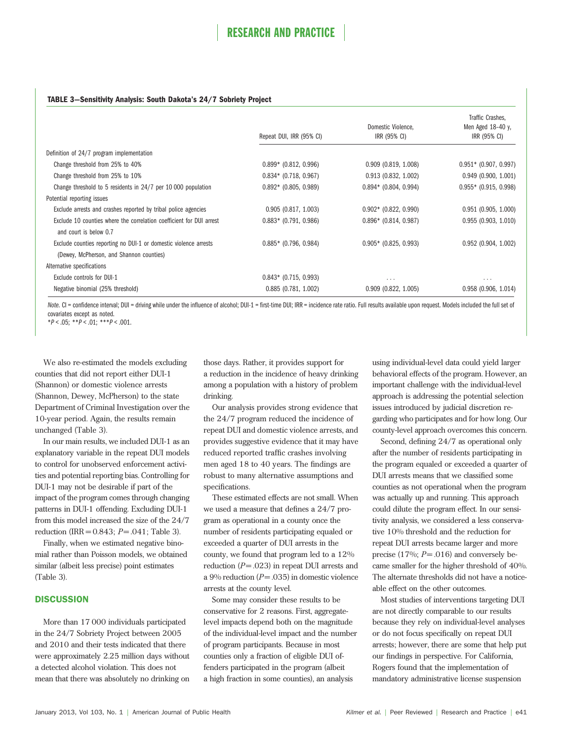**TABLE 3—Sensitivity Analysis: South Dakota's 24/7 Sobriety Project**

| | Repeat DUI, IRR (95% CI) | Domestic Violence, IRR (95% CI) | Traffic Crashes, Men Aged 18–40 y, IRR (95% CI) |
|---|---|---|---|
| Definition of 24/7 program implementation | | | |
| Change threshold from 25% to 40% | 0.899* (0.812, 0.996) | 0.909 (0.819, 1.008) | 0.951* (0.907, 0.997) |
| Change threshold from 25% to 10% | 0.834* (0.718, 0.967) | 0.913 (0.832, 1.002) | 0.949 (0.900, 1.001) |
| Change threshold to 5 residents in 24/7 per 10 000 population | 0.892* (0.805, 0.989) | 0.894* (0.804, 0.994) | 0.955* (0.915, 0.998) |
| Potential reporting issues | | | |
| Exclude arrests and crashes reported by tribal police agencies | 0.905 (0.817, 1.003) | 0.902* (0.822, 0.990) | 0.951 (0.905, 1.000) |
| Exclude 10 counties where the correlation coefficient for DUI arrest and court is below 0.7 | 0.883* (0.791, 0.986) | 0.896* (0.814, 0.987) | 0.955 (0.903, 1.010) |
| Exclude counties reporting no DUI-1 or domestic violence arrests (Dewey, McPherson, and Shannon counties) | 0.885* (0.796, 0.984) | 0.905* (0.825, 0.993) | 0.952 (0.904, 1.002) |
| Alternative specifications | | | |
| Exclude controls for DUI-1 | 0.843* (0.715, 0.993) | . . . | . . . |
| Negative binomial (25% threshold) | 0.885 (0.781, 1.002) | 0.909 (0.822, 1.005) | 0.958 (0.906, 1.014) |

*Note.* CI = confidence interval; DUI = driving while under the influence of alcohol; DUI-1 = first-time DUI; IRR = incidence rate ratio. Full results available upon request. Models included the full set of covariates except as noted.
*$P < .05$; **$P < .01$; ***$P < .001$.

We also re-estimated the models excluding counties that did not report either DUI-1 (Shannon) or domestic violence arrests (Shannon, Dewey, McPherson) to the state Department of Criminal Investigation over the 10-year period. Again, the results remain unchanged (Table 3).

In our main results, we included DUI-1 as an explanatory variable in the repeat DUI models to control for unobserved enforcement activities and potential reporting bias. Controlling for DUI-1 may not be desirable if part of the impact of the program comes through changing patterns in DUI-1 offending. Excluding DUI-1 from this model increased the size of the 24/7 reduction (IRR = 0.843; $P = .041$; Table 3).

Finally, when we estimated negative binomial rather than Poisson models, we obtained similar (albeit less precise) point estimates (Table 3).

## DISCUSSION

More than 17 000 individuals participated in the 24/7 Sobriety Project between 2005 and 2010 and their tests indicated that there were approximately 2.25 million days without a detected alcohol violation. This does not mean that there was absolutely no drinking on those days. Rather, it provides support for a reduction in the incidence of heavy drinking among a population with a history of problem drinking.

Our analysis provides strong evidence that the 24/7 program reduced the incidence of repeat DUI and domestic violence arrests, and provides suggestive evidence that it may have reduced reported traffic crashes involving men aged 18 to 40 years. The findings are robust to many alternative assumptions and specifications.

These estimated effects are not small. When we used a measure that defines a 24/7 program as operational in a county once the number of residents participating equaled or exceeded a quarter of DUI arrests in the county, we found that program led to a 12% reduction ($P = .023$) in repeat DUI arrests and a 9% reduction ($P = .035$) in domestic violence arrests at the county level.

Some may consider these results to be conservative for 2 reasons. First, aggregate-level impacts depend both on the magnitude of the individual-level impact and the number of program participants. Because in most counties only a fraction of eligible DUI offenders participated in the program (albeit a high fraction in some counties), an analysis using individual-level data could yield larger behavioral effects of the program. However, an important challenge with the individual-level approach is addressing the potential selection issues introduced by judicial discretion regarding who participates and for how long. Our county-level approach overcomes this concern.

Second, defining 24/7 as operational only after the number of residents participating in the program equaled or exceeded a quarter of DUI arrests means that we classified some counties as not operational when the program was actually up and running. This approach could dilute the program effect. In our sensitivity analysis, we considered a less conservative 10% threshold and the reduction for repeat DUI arrests became larger and more precise (17%; $P = .016$) and conversely became smaller for the higher threshold of 40%. The alternate thresholds did not have a noticeable effect on the other outcomes.

Most studies of interventions targeting DUI are not directly comparable to our results because they rely on individual-level analyses or do not focus specifically on repeat DUI arrests; however, there are some that help put our findings in perspective. For California, Rogers found that the implementation of mandatory administrative license suspension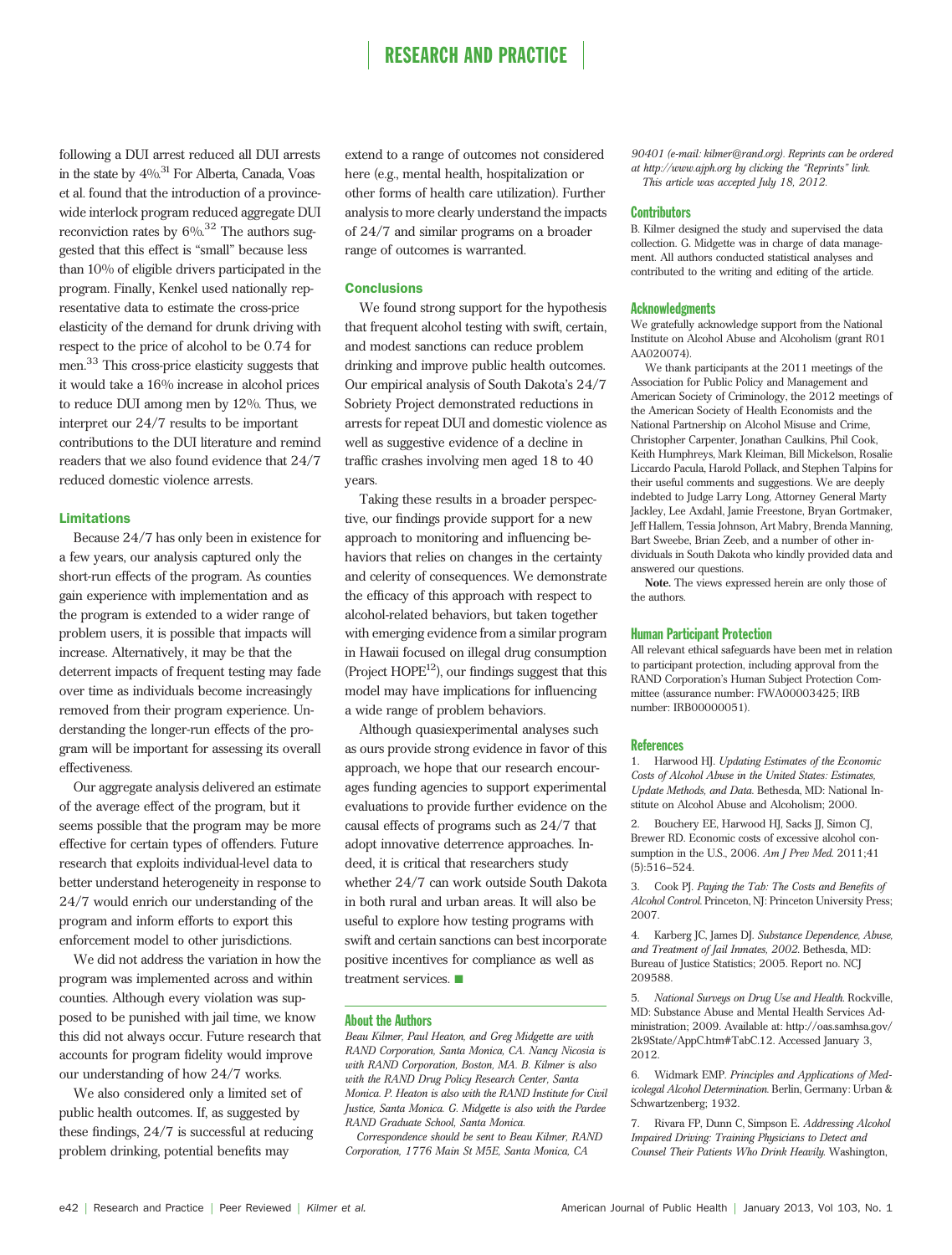following a DUI arrest reduced all DUI arrests in the state by 4%.[31] For Alberta, Canada, Voas et al. found that the introduction of a provincewide interlock program reduced aggregate DUI reconviction rates by 6%.[32] The authors suggested that this effect is "small" because less than 10% of eligible drivers participated in the program. Finally, Kenkel used nationally representative data to estimate the cross-price elasticity of the demand for drunk driving with respect to the price of alcohol to be 0.74 for men.[33] This cross-price elasticity suggests that it would take a 16% increase in alcohol prices to reduce DUI among men by 12%. Thus, we interpret our 24/7 results to be important contributions to the DUI literature and remind readers that we also found evidence that 24/7 reduced domestic violence arrests.

### Limitations

Because 24/7 has only been in existence for a few years, our analysis captured only the short-run effects of the program. As counties gain experience with implementation and as the program is extended to a wider range of problem users, it is possible that impacts will increase. Alternatively, it may be that the deterrent impacts of frequent testing may fade over time as individuals become increasingly removed from their program experience. Understanding the longer-run effects of the program will be important for assessing its overall effectiveness.

Our aggregate analysis delivered an estimate of the average effect of the program, but it seems possible that the program may be more effective for certain types of offenders. Future research that exploits individual-level data to better understand heterogeneity in response to 24/7 would enrich our understanding of the program and inform efforts to export this enforcement model to other jurisdictions.

We did not address the variation in how the program was implemented across and within counties. Although every violation was supposed to be punished with jail time, we know this did not always occur. Future research that accounts for program fidelity would improve our understanding of how 24/7 works.

We also considered only a limited set of public health outcomes. If, as suggested by these findings, 24/7 is successful at reducing problem drinking, potential benefits may extend to a range of outcomes not considered here (e.g., mental health, hospitalization or other forms of health care utilization). Further analysis to more clearly understand the impacts of 24/7 and similar programs on a broader range of outcomes is warranted.

### Conclusions

We found strong support for the hypothesis that frequent alcohol testing with swift, certain, and modest sanctions can reduce problem drinking and improve public health outcomes. Our empirical analysis of South Dakota's 24/7 Sobriety Project demonstrated reductions in arrests for repeat DUI and domestic violence as well as suggestive evidence of a decline in traffic crashes involving men aged 18 to 40 years.

Taking these results in a broader perspective, our findings provide support for a new approach to monitoring and influencing behaviors that relies on changes in the certainty and celerity of consequences. We demonstrate the efficacy of this approach with respect to alcohol-related behaviors, but taken together with emerging evidence from a similar program in Hawaii focused on illegal drug consumption (Project HOPE[12]), our findings suggest that this model may have implications for influencing a wide range of problem behaviors.

Although quasiexperimental analyses such as ours provide strong evidence in favor of this approach, we hope that our research encourages funding agencies to support experimental evaluations to provide further evidence on the causal effects of programs such as 24/7 that adopt innovative deterrence approaches. Indeed, it is critical that researchers study whether 24/7 can work outside South Dakota in both rural and urban areas. It will also be useful to explore how testing programs with swift and certain sanctions can best incorporate positive incentives for compliance as well as treatment services. ■

### About the Authors

*Beau Kilmer, Paul Heaton, and Greg Midgette are with RAND Corporation, Santa Monica, CA. Nancy Nicosia is with RAND Corporation, Boston, MA. B. Kilmer is also with the RAND Drug Policy Research Center, Santa Monica. P. Heaton is also with the RAND Institute for Civil Justice, Santa Monica. G. Midgette is also with the Pardee RAND Graduate School, Santa Monica.*

*Correspondence should be sent to Beau Kilmer, RAND Corporation, 1776 Main St M5E, Santa Monica, CA 90401 (e-mail: kilmer@rand.org). Reprints can be ordered at http://www.ajph.org by clicking the "Reprints" link.*

*This article was accepted July 18, 2012.*

### Contributors

B. Kilmer designed the study and supervised the data collection. G. Midgette was in charge of data management. All authors conducted statistical analyses and contributed to the writing and editing of the article.

### Acknowledgments

We gratefully acknowledge support from the National Institute on Alcohol Abuse and Alcoholism (grant R01 AA020074).

We thank participants at the 2011 meetings of the Association for Public Policy and Management and American Society of Criminology, the 2012 meetings of the American Society of Health Economists and the National Partnership on Alcohol Misuse and Crime, Christopher Carpenter, Jonathan Caulkins, Phil Cook, Keith Humphreys, Mark Kleiman, Bill Mickelson, Rosalie Liccardo Pacula, Harold Pollack, and Stephen Talpins for their useful comments and suggestions. We are deeply indebted to Judge Larry Long, Attorney General Marty Jackley, Lee Axdahl, Jamie Freestone, Bryan Gortmaker, Jeff Hallem, Tessia Johnson, Art Mabry, Brenda Manning, Bart Sweebe, Brian Zeeb, and a number of other individuals in South Dakota who kindly provided data and answered our questions.

**Note.** The views expressed herein are only those of the authors.

### Human Participant Protection

All relevant ethical safeguards have been met in relation to participant protection, including approval from the RAND Corporation's Human Subject Protection Committee (assurance number: FWA00003425; IRB number: IRB00000051).

### References

1. Harwood HJ. *Updating Estimates of the Economic Costs of Alcohol Abuse in the United States: Estimates, Update Methods, and Data.* Bethesda, MD: National Institute on Alcohol Abuse and Alcoholism; 2000.

2. Bouchery EE, Harwood HJ, Sacks JJ, Simon CJ, Brewer RD. Economic costs of excessive alcohol consumption in the U.S., 2006. *Am J Prev Med.* 2011;41(5):516–524.

3. Cook PJ. *Paying the Tab: The Costs and Benefits of Alcohol Control.* Princeton, NJ: Princeton University Press; 2007.

4. Karberg JC, James DJ. *Substance Dependence, Abuse, and Treatment of Jail Inmates, 2002.* Bethesda, MD: Bureau of Justice Statistics; 2005. Report no. NCJ 209588.

5. *National Surveys on Drug Use and Health.* Rockville, MD: Substance Abuse and Mental Health Services Administration; 2009. Available at: http://oas.samhsa.gov/2k9State/AppC.htm#TabC.12. Accessed January 3, 2012.

6. Widmark EMP. *Principles and Applications of Medicolegal Alcohol Determination.* Berlin, Germany: Urban & Schwartzenberg; 1932.

7. Rivara FP, Dunn C, Simpson E. *Addressing Alcohol Impaired Driving: Training Physicians to Detect and Counsel Their Patients Who Drink Heavily.* Washington,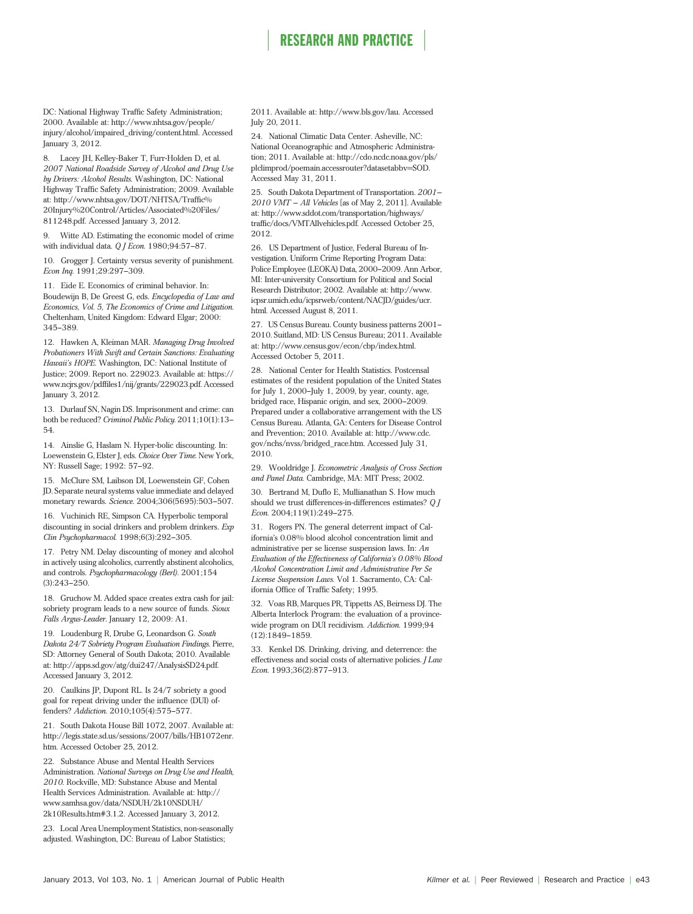DC: National Highway Traffic Safety Administration; 2000. Available at: http://www.nhtsa.gov/people/injury/alcohol/impaired_driving/content.html. Accessed January 3, 2012.

8. Lacey JH, Kelley-Baker T, Furr-Holden D, et al. *2007 National Roadside Survey of Alcohol and Drug Use by Drivers: Alcohol Results.* Washington, DC: National Highway Traffic Safety Administration; 2009. Available at: http://www.nhtsa.gov/DOT/NHTSA/Traffic%20Injury%20Control/Articles/Associated%20Files/811248.pdf. Accessed January 3, 2012.

9. Witte AD. Estimating the economic model of crime with individual data. *Q J Econ.* 1980;94:57–87.

10. Grogger J. Certainty versus severity of punishment. *Econ Inq.* 1991;29:297–309.

11. Eide E. Economics of criminal behavior. In: Boudewijn B, De Greest G, eds. *Encyclopedia of Law and Economics, Vol. 5, The Economics of Crime and Litigation.* Cheltenham, United Kingdom: Edward Elgar; 2000: 345–389.

12. Hawken A, Kleiman MAR. *Managing Drug Involved Probationers With Swift and Certain Sanctions: Evaluating Hawaii's HOPE.* Washington, DC: National Institute of Justice; 2009. Report no. 229023. Available at: https://www.ncjrs.gov/pdffiles1/nij/grants/229023.pdf. Accessed January 3, 2012.

13. Durlauf SN, Nagin DS. Imprisonment and crime: can both be reduced? *Criminol Public Policy.* 2011;10(1):13–54.

14. Ainslie G, Haslam N. Hyper-bolic discounting. In: Loewenstein G, Elster J, eds. *Choice Over Time.* New York, NY: Russell Sage; 1992: 57–92.

15. McClure SM, Laibson DI, Loewenstein GF, Cohen JD. Separate neural systems value immediate and delayed monetary rewards. *Science.* 2004;306(5695):503–507.

16. Vuchinich RE, Simpson CA. Hyperbolic temporal discounting in social drinkers and problem drinkers. *Exp Clin Psychopharmacol.* 1998;6(3):292–305.

17. Petry NM. Delay discounting of money and alcohol in actively using alcoholics, currently abstinent alcoholics, and controls. *Psychopharmacology (Berl).* 2001;154(3):243–250.

18. Gruchow M. Added space creates extra cash for jail: sobriety program leads to a new source of funds. *Sioux Falls Argus-Leader.* January 12, 2009: A1.

19. Loudenburg R, Drube G, Leonardson G. *South Dakota 24/7 Sobriety Program Evaluation Findings.* Pierre, SD: Attorney General of South Dakota; 2010. Available at: http://apps.sd.gov/atg/dui247/AnalysisSD24.pdf. Accessed January 3, 2012.

20. Caulkins JP, Dupont RL. Is 24/7 sobriety a good goal for repeat driving under the influence (DUI) offenders? *Addiction.* 2010;105(4):575–577.

21. South Dakota House Bill 1072, 2007. Available at: http://legis.state.sd.us/sessions/2007/bills/HB1072enr.htm. Accessed October 25, 2012.

22. Substance Abuse and Mental Health Services Administration. *National Surveys on Drug Use and Health, 2010.* Rockville, MD: Substance Abuse and Mental Health Services Administration. Available at: http://www.samhsa.gov/data/NSDUH/2k10NSDUH/2k10Results.htm#3.1.2. Accessed January 3, 2012.

23. Local Area Unemployment Statistics, non-seasonally adjusted. Washington, DC: Bureau of Labor Statistics; 2011. Available at: http://www.bls.gov/lau. Accessed July 20, 2011.

24. National Climatic Data Center. Asheville, NC: National Oceanographic and Atmospheric Administration; 2011. Available at: http://cdo.ncdc.noaa.gov/pls/plclimprod/poemain.accessrouter?datasetabbv=SOD. Accessed May 31, 2011.

25. South Dakota Department of Transportation. *2001–2010 VMT – All Vehicles* [as of May 2, 2011]. Available at: http://www.sddot.com/transportation/highways/traffic/docs/VMTAllvehicles.pdf. Accessed October 25, 2012.

26. US Department of Justice, Federal Bureau of Investigation. Uniform Crime Reporting Program Data: Police Employee (LEOKA) Data, 2000–2009. Ann Arbor, MI: Inter-university Consortium for Political and Social Research Distributor; 2002. Available at: http://www.icpsr.umich.edu/icpsrweb/content/NACJD/guides/ucr.html. Accessed August 8, 2011.

27. US Census Bureau. County business patterns 2001–2010. Suitland, MD: US Census Bureau; 2011. Available at: http://www.census.gov/econ/cbp/index.html. Accessed October 5, 2011.

28. National Center for Health Statistics. Postcensal estimates of the resident population of the United States for July 1, 2000–July 1, 2009, by year, county, age, bridged race, Hispanic origin, and sex, 2000–2009. Prepared under a collaborative arrangement with the US Census Bureau. Atlanta, GA: Centers for Disease Control and Prevention; 2010. Available at: http://www.cdc.gov/nchs/nvss/bridged_race.htm. Accessed July 31, 2010.

29. Wooldridge J. *Econometric Analysis of Cross Section and Panel Data.* Cambridge, MA: MIT Press; 2002.

30. Bertrand M, Duflo E, Mullianathan S. How much should we trust differences-in-differences estimates? *Q J Econ.* 2004;119(1):249–275.

31. Rogers PN. The general deterrent impact of California's 0.08% blood alcohol concentration limit and administrative per se license suspension laws. In: *An Evaluation of the Effectiveness of California's 0.08% Blood Alcohol Concentration Limit and Administrative Per Se License Suspension Laws.* Vol 1. Sacramento, CA: California Office of Traffic Safety; 1995.

32. Voas RB, Marques PR, Tippetts AS, Beirness DJ. The Alberta Interlock Program: the evaluation of a province-wide program on DUI recidivism. *Addiction.* 1999;94(12):1849–1859.

33. Kenkel DS. Drinking, driving, and deterrence: the effectiveness and social costs of alternative policies. *J Law Econ.* 1993;36(2):877–913.